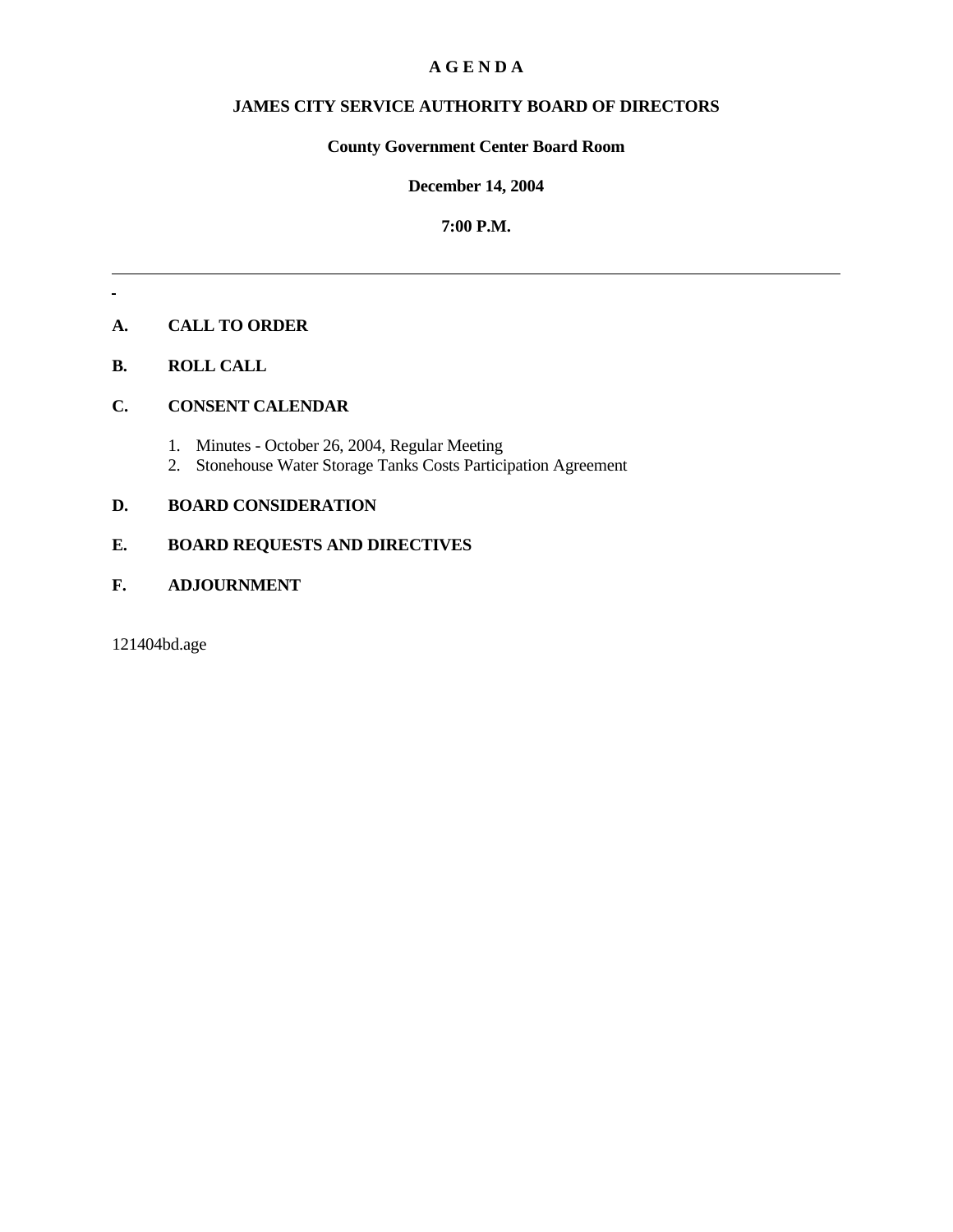# A G E N D A

## JAMES CITY SERVICE AUTHORITY BOARD OF DIRECTORS

**County Government Center Board Room**

**December 14, 2004**

**7:00 P.M.**

---

**A. CALL TO ORDER**

**B. ROLL CALL**

**C. CONSENT CALENDAR**

1. Minutes - October 26, 2004, Regular Meeting
2. Stonehouse Water Storage Tanks Costs Participation Agreement

**D. BOARD CONSIDERATION**

**E. BOARD REQUESTS AND DIRECTIVES**

**F. ADJOURNMENT**

121404bd.age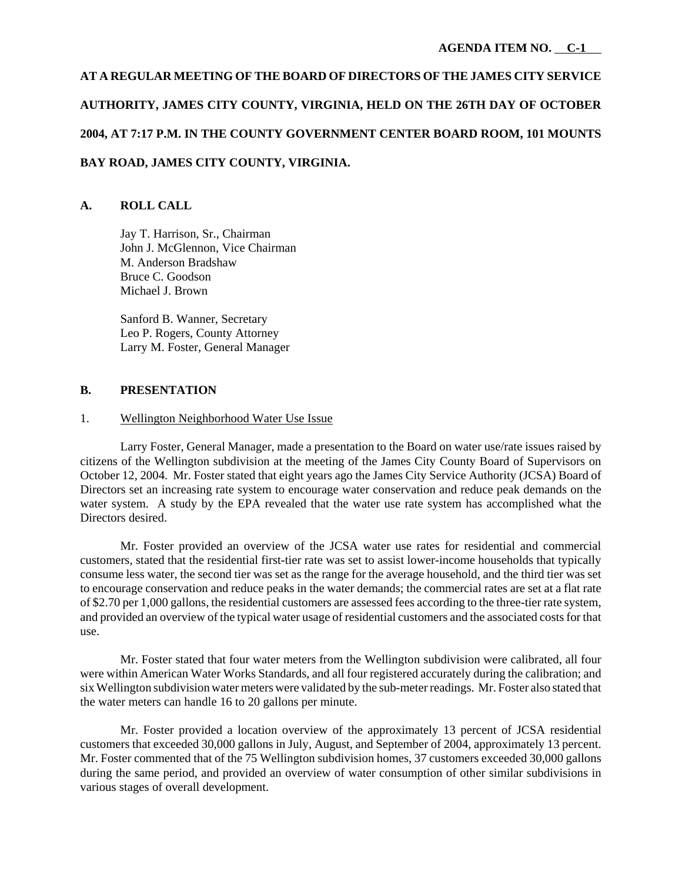**AGENDA ITEM NO. C-1**

**AT A REGULAR MEETING OF THE BOARD OF DIRECTORS OF THE JAMES CITY SERVICE AUTHORITY, JAMES CITY COUNTY, VIRGINIA, HELD ON THE 26TH DAY OF OCTOBER 2004, AT 7:17 P.M. IN THE COUNTY GOVERNMENT CENTER BOARD ROOM, 101 MOUNTS BAY ROAD, JAMES CITY COUNTY, VIRGINIA.**

## A. ROLL CALL

Jay T. Harrison, Sr., Chairman
John J. McGlennon, Vice Chairman
M. Anderson Bradshaw
Bruce C. Goodson
Michael J. Brown

Sanford B. Wanner, Secretary
Leo P. Rogers, County Attorney
Larry M. Foster, General Manager

## B. PRESENTATION

1. Wellington Neighborhood Water Use Issue

Larry Foster, General Manager, made a presentation to the Board on water use/rate issues raised by citizens of the Wellington subdivision at the meeting of the James City County Board of Supervisors on October 12, 2004. Mr. Foster stated that eight years ago the James City Service Authority (JCSA) Board of Directors set an increasing rate system to encourage water conservation and reduce peak demands on the water system. A study by the EPA revealed that the water use rate system has accomplished what the Directors desired.

Mr. Foster provided an overview of the JCSA water use rates for residential and commercial customers, stated that the residential first-tier rate was set to assist lower-income households that typically consume less water, the second tier was set as the range for the average household, and the third tier was set to encourage conservation and reduce peaks in the water demands; the commercial rates are set at a flat rate of $2.70 per 1,000 gallons, the residential customers are assessed fees according to the three-tier rate system, and provided an overview of the typical water usage of residential customers and the associated costs for that use.

Mr. Foster stated that four water meters from the Wellington subdivision were calibrated, all four were within American Water Works Standards, and all four registered accurately during the calibration; and six Wellington subdivision water meters were validated by the sub-meter readings. Mr. Foster also stated that the water meters can handle 16 to 20 gallons per minute.

Mr. Foster provided a location overview of the approximately 13 percent of JCSA residential customers that exceeded 30,000 gallons in July, August, and September of 2004, approximately 13 percent. Mr. Foster commented that of the 75 Wellington subdivision homes, 37 customers exceeded 30,000 gallons during the same period, and provided an overview of water consumption of other similar subdivisions in various stages of overall development.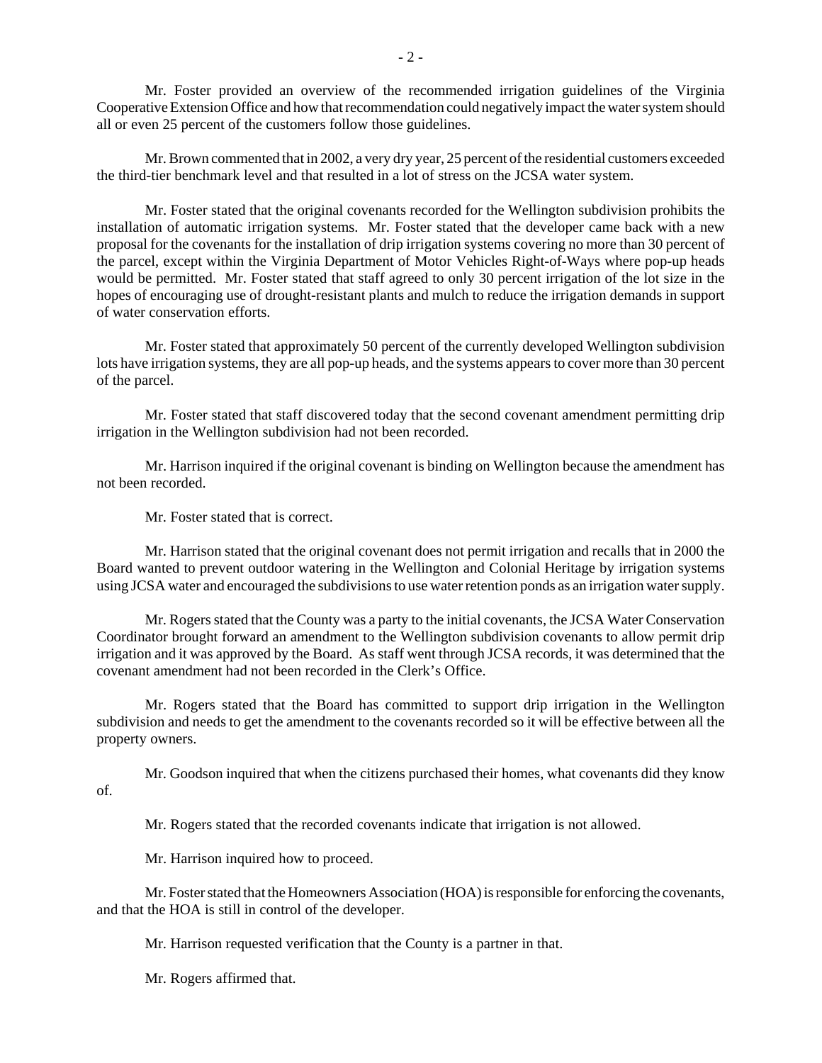Mr. Foster provided an overview of the recommended irrigation guidelines of the Virginia Cooperative Extension Office and how that recommendation could negatively impact the water system should all or even 25 percent of the customers follow those guidelines.

Mr. Brown commented that in 2002, a very dry year, 25 percent of the residential customers exceeded the third-tier benchmark level and that resulted in a lot of stress on the JCSA water system.

Mr. Foster stated that the original covenants recorded for the Wellington subdivision prohibits the installation of automatic irrigation systems. Mr. Foster stated that the developer came back with a new proposal for the covenants for the installation of drip irrigation systems covering no more than 30 percent of the parcel, except within the Virginia Department of Motor Vehicles Right-of-Ways where pop-up heads would be permitted. Mr. Foster stated that staff agreed to only 30 percent irrigation of the lot size in the hopes of encouraging use of drought-resistant plants and mulch to reduce the irrigation demands in support of water conservation efforts.

Mr. Foster stated that approximately 50 percent of the currently developed Wellington subdivision lots have irrigation systems, they are all pop-up heads, and the systems appears to cover more than 30 percent of the parcel.

Mr. Foster stated that staff discovered today that the second covenant amendment permitting drip irrigation in the Wellington subdivision had not been recorded.

Mr. Harrison inquired if the original covenant is binding on Wellington because the amendment has not been recorded.

Mr. Foster stated that is correct.

Mr. Harrison stated that the original covenant does not permit irrigation and recalls that in 2000 the Board wanted to prevent outdoor watering in the Wellington and Colonial Heritage by irrigation systems using JCSA water and encouraged the subdivisions to use water retention ponds as an irrigation water supply.

Mr. Rogers stated that the County was a party to the initial covenants, the JCSA Water Conservation Coordinator brought forward an amendment to the Wellington subdivision covenants to allow permit drip irrigation and it was approved by the Board. As staff went through JCSA records, it was determined that the covenant amendment had not been recorded in the Clerk's Office.

Mr. Rogers stated that the Board has committed to support drip irrigation in the Wellington subdivision and needs to get the amendment to the covenants recorded so it will be effective between all the property owners.

Mr. Goodson inquired that when the citizens purchased their homes, what covenants did they know of.

Mr. Rogers stated that the recorded covenants indicate that irrigation is not allowed.

Mr. Harrison inquired how to proceed.

Mr. Foster stated that the Homeowners Association (HOA) is responsible for enforcing the covenants, and that the HOA is still in control of the developer.

Mr. Harrison requested verification that the County is a partner in that.

Mr. Rogers affirmed that.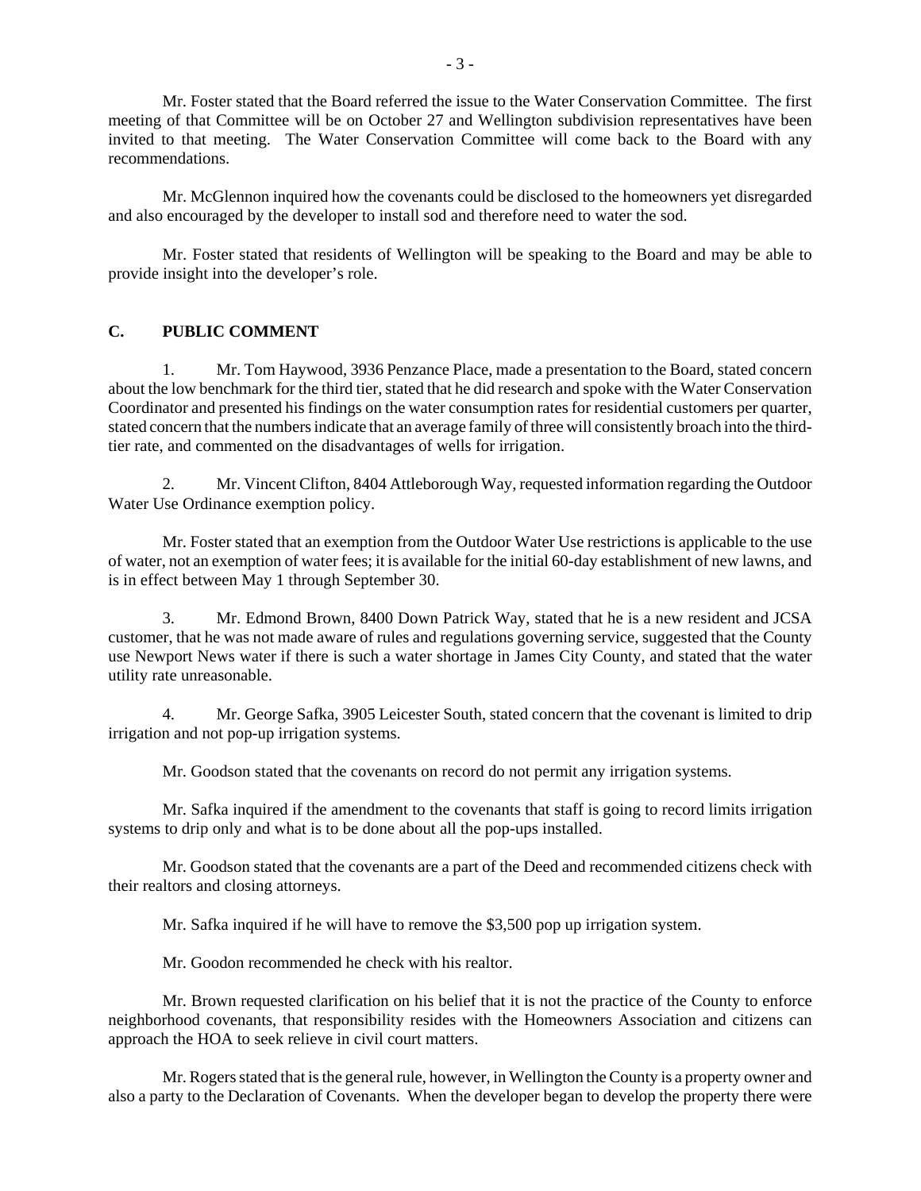Mr. Foster stated that the Board referred the issue to the Water Conservation Committee. The first meeting of that Committee will be on October 27 and Wellington subdivision representatives have been invited to that meeting. The Water Conservation Committee will come back to the Board with any recommendations.

Mr. McGlennon inquired how the covenants could be disclosed to the homeowners yet disregarded and also encouraged by the developer to install sod and therefore need to water the sod.

Mr. Foster stated that residents of Wellington will be speaking to the Board and may be able to provide insight into the developer's role.

## C. PUBLIC COMMENT

1. Mr. Tom Haywood, 3936 Penzance Place, made a presentation to the Board, stated concern about the low benchmark for the third tier, stated that he did research and spoke with the Water Conservation Coordinator and presented his findings on the water consumption rates for residential customers per quarter, stated concern that the numbers indicate that an average family of three will consistently broach into the third-tier rate, and commented on the disadvantages of wells for irrigation.

2. Mr. Vincent Clifton, 8404 Attleborough Way, requested information regarding the Outdoor Water Use Ordinance exemption policy.

Mr. Foster stated that an exemption from the Outdoor Water Use restrictions is applicable to the use of water, not an exemption of water fees; it is available for the initial 60-day establishment of new lawns, and is in effect between May 1 through September 30.

3. Mr. Edmond Brown, 8400 Down Patrick Way, stated that he is a new resident and JCSA customer, that he was not made aware of rules and regulations governing service, suggested that the County use Newport News water if there is such a water shortage in James City County, and stated that the water utility rate unreasonable.

4. Mr. George Safka, 3905 Leicester South, stated concern that the covenant is limited to drip irrigation and not pop-up irrigation systems.

Mr. Goodson stated that the covenants on record do not permit any irrigation systems.

Mr. Safka inquired if the amendment to the covenants that staff is going to record limits irrigation systems to drip only and what is to be done about all the pop-ups installed.

Mr. Goodson stated that the covenants are a part of the Deed and recommended citizens check with their realtors and closing attorneys.

Mr. Safka inquired if he will have to remove the $3,500 pop up irrigation system.

Mr. Goodon recommended he check with his realtor.

Mr. Brown requested clarification on his belief that it is not the practice of the County to enforce neighborhood covenants, that responsibility resides with the Homeowners Association and citizens can approach the HOA to seek relieve in civil court matters.

Mr. Rogers stated that is the general rule, however, in Wellington the County is a property owner and also a party to the Declaration of Covenants. When the developer began to develop the property there were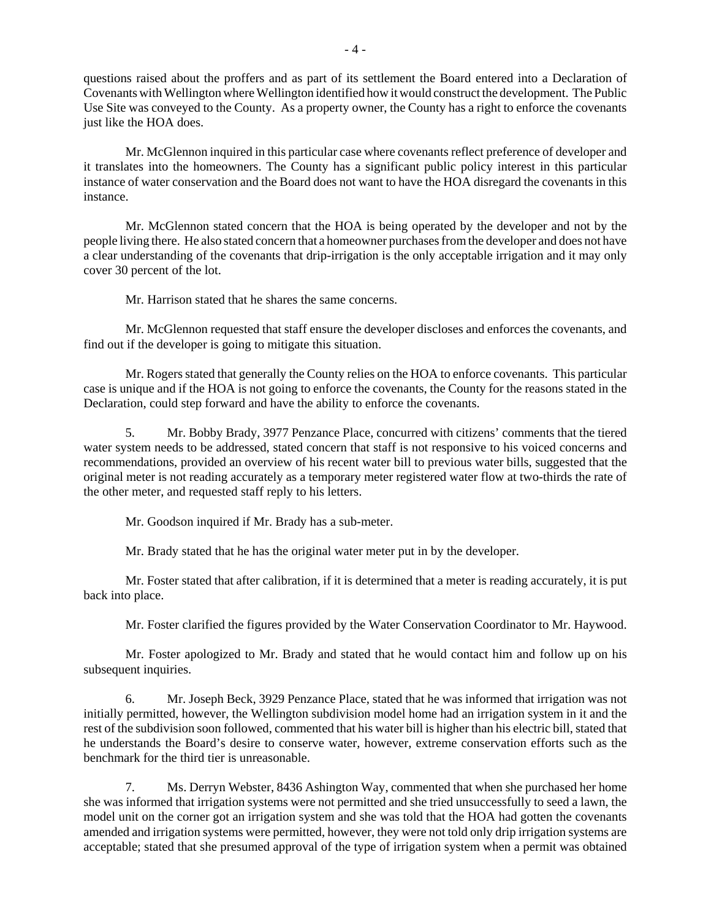questions raised about the proffers and as part of its settlement the Board entered into a Declaration of Covenants with Wellington where Wellington identified how it would construct the development. The Public Use Site was conveyed to the County. As a property owner, the County has a right to enforce the covenants just like the HOA does.

Mr. McGlennon inquired in this particular case where covenants reflect preference of developer and it translates into the homeowners. The County has a significant public policy interest in this particular instance of water conservation and the Board does not want to have the HOA disregard the covenants in this instance.

Mr. McGlennon stated concern that the HOA is being operated by the developer and not by the people living there. He also stated concern that a homeowner purchases from the developer and does not have a clear understanding of the covenants that drip-irrigation is the only acceptable irrigation and it may only cover 30 percent of the lot.

Mr. Harrison stated that he shares the same concerns.

Mr. McGlennon requested that staff ensure the developer discloses and enforces the covenants, and find out if the developer is going to mitigate this situation.

Mr. Rogers stated that generally the County relies on the HOA to enforce covenants. This particular case is unique and if the HOA is not going to enforce the covenants, the County for the reasons stated in the Declaration, could step forward and have the ability to enforce the covenants.

5. Mr. Bobby Brady, 3977 Penzance Place, concurred with citizens' comments that the tiered water system needs to be addressed, stated concern that staff is not responsive to his voiced concerns and recommendations, provided an overview of his recent water bill to previous water bills, suggested that the original meter is not reading accurately as a temporary meter registered water flow at two-thirds the rate of the other meter, and requested staff reply to his letters.

Mr. Goodson inquired if Mr. Brady has a sub-meter.

Mr. Brady stated that he has the original water meter put in by the developer.

Mr. Foster stated that after calibration, if it is determined that a meter is reading accurately, it is put back into place.

Mr. Foster clarified the figures provided by the Water Conservation Coordinator to Mr. Haywood.

Mr. Foster apologized to Mr. Brady and stated that he would contact him and follow up on his subsequent inquiries.

6. Mr. Joseph Beck, 3929 Penzance Place, stated that he was informed that irrigation was not initially permitted, however, the Wellington subdivision model home had an irrigation system in it and the rest of the subdivision soon followed, commented that his water bill is higher than his electric bill, stated that he understands the Board's desire to conserve water, however, extreme conservation efforts such as the benchmark for the third tier is unreasonable.

7. Ms. Derryn Webster, 8436 Ashington Way, commented that when she purchased her home she was informed that irrigation systems were not permitted and she tried unsuccessfully to seed a lawn, the model unit on the corner got an irrigation system and she was told that the HOA had gotten the covenants amended and irrigation systems were permitted, however, they were not told only drip irrigation systems are acceptable; stated that she presumed approval of the type of irrigation system when a permit was obtained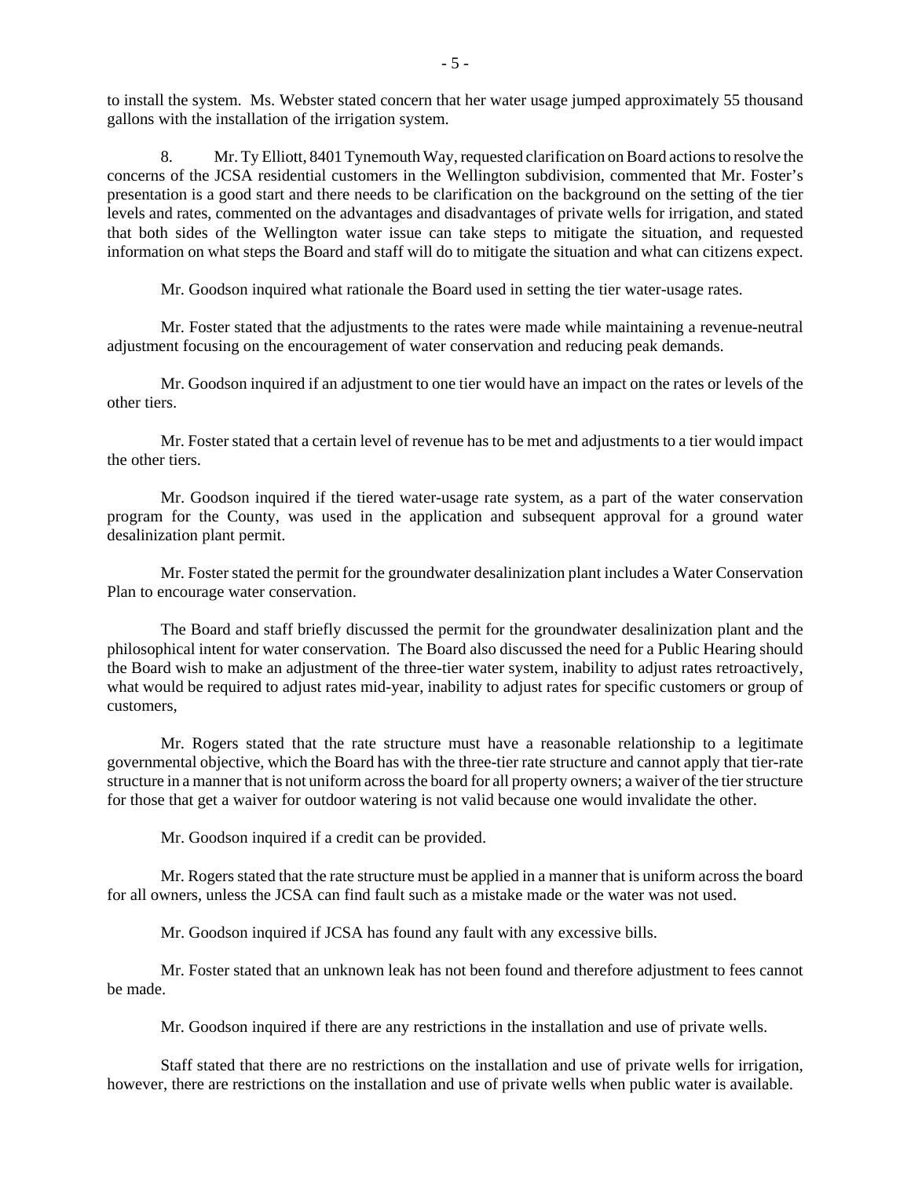to install the system. Ms. Webster stated concern that her water usage jumped approximately 55 thousand gallons with the installation of the irrigation system.

8. Mr. Ty Elliott, 8401 Tynemouth Way, requested clarification on Board actions to resolve the concerns of the JCSA residential customers in the Wellington subdivision, commented that Mr. Foster's presentation is a good start and there needs to be clarification on the background on the setting of the tier levels and rates, commented on the advantages and disadvantages of private wells for irrigation, and stated that both sides of the Wellington water issue can take steps to mitigate the situation, and requested information on what steps the Board and staff will do to mitigate the situation and what can citizens expect.

Mr. Goodson inquired what rationale the Board used in setting the tier water-usage rates.

Mr. Foster stated that the adjustments to the rates were made while maintaining a revenue-neutral adjustment focusing on the encouragement of water conservation and reducing peak demands.

Mr. Goodson inquired if an adjustment to one tier would have an impact on the rates or levels of the other tiers.

Mr. Foster stated that a certain level of revenue has to be met and adjustments to a tier would impact the other tiers.

Mr. Goodson inquired if the tiered water-usage rate system, as a part of the water conservation program for the County, was used in the application and subsequent approval for a ground water desalinization plant permit.

Mr. Foster stated the permit for the groundwater desalinization plant includes a Water Conservation Plan to encourage water conservation.

The Board and staff briefly discussed the permit for the groundwater desalinization plant and the philosophical intent for water conservation. The Board also discussed the need for a Public Hearing should the Board wish to make an adjustment of the three-tier water system, inability to adjust rates retroactively, what would be required to adjust rates mid-year, inability to adjust rates for specific customers or group of customers,

Mr. Rogers stated that the rate structure must have a reasonable relationship to a legitimate governmental objective, which the Board has with the three-tier rate structure and cannot apply that tier-rate structure in a manner that is not uniform across the board for all property owners; a waiver of the tier structure for those that get a waiver for outdoor watering is not valid because one would invalidate the other.

Mr. Goodson inquired if a credit can be provided.

Mr. Rogers stated that the rate structure must be applied in a manner that is uniform across the board for all owners, unless the JCSA can find fault such as a mistake made or the water was not used.

Mr. Goodson inquired if JCSA has found any fault with any excessive bills.

Mr. Foster stated that an unknown leak has not been found and therefore adjustment to fees cannot be made.

Mr. Goodson inquired if there are any restrictions in the installation and use of private wells.

Staff stated that there are no restrictions on the installation and use of private wells for irrigation, however, there are restrictions on the installation and use of private wells when public water is available.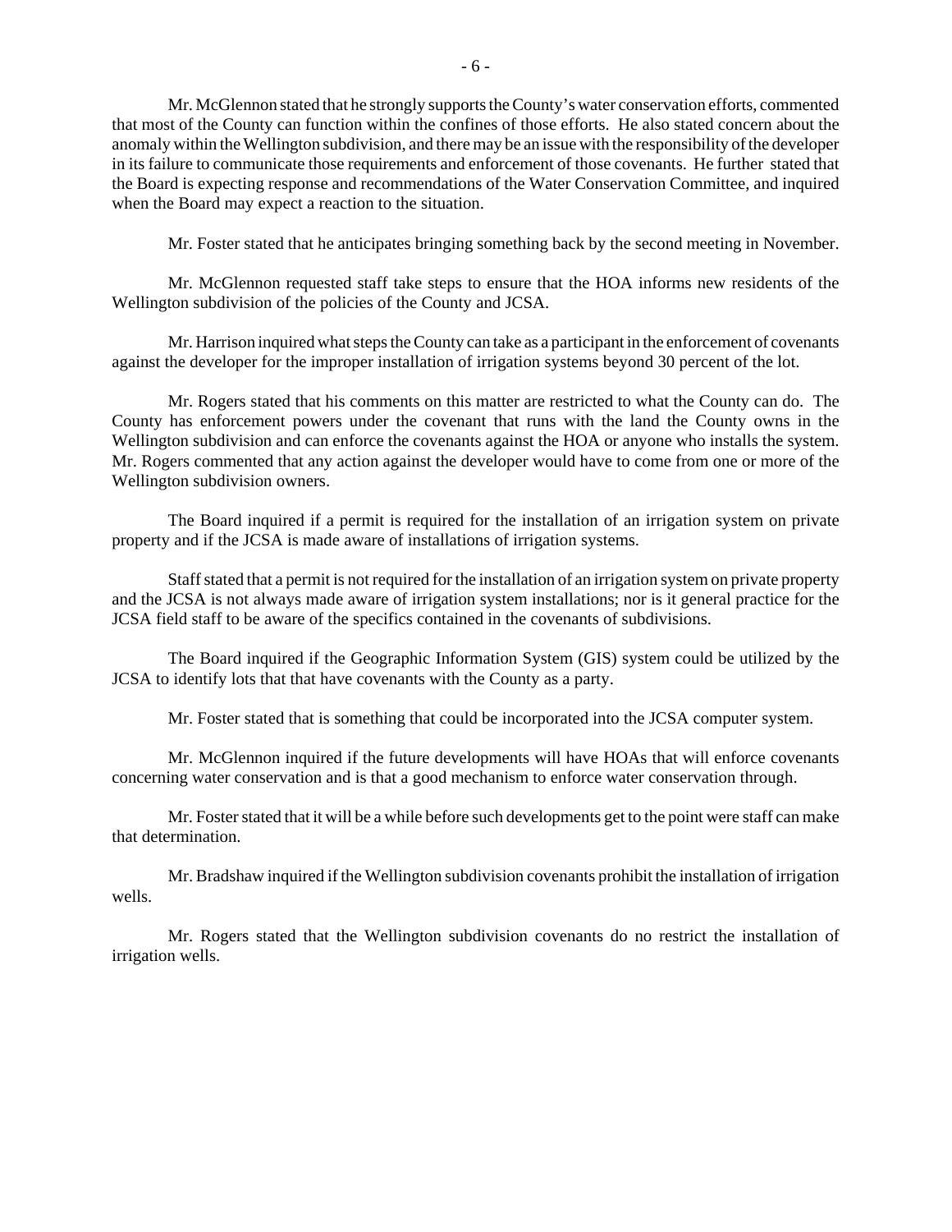Mr. McGlennon stated that he strongly supports the County's water conservation efforts, commented that most of the County can function within the confines of those efforts. He also stated concern about the anomaly within the Wellington subdivision, and there may be an issue with the responsibility of the developer in its failure to communicate those requirements and enforcement of those covenants. He further stated that the Board is expecting response and recommendations of the Water Conservation Committee, and inquired when the Board may expect a reaction to the situation.

Mr. Foster stated that he anticipates bringing something back by the second meeting in November.

Mr. McGlennon requested staff take steps to ensure that the HOA informs new residents of the Wellington subdivision of the policies of the County and JCSA.

Mr. Harrison inquired what steps the County can take as a participant in the enforcement of covenants against the developer for the improper installation of irrigation systems beyond 30 percent of the lot.

Mr. Rogers stated that his comments on this matter are restricted to what the County can do. The County has enforcement powers under the covenant that runs with the land the County owns in the Wellington subdivision and can enforce the covenants against the HOA or anyone who installs the system. Mr. Rogers commented that any action against the developer would have to come from one or more of the Wellington subdivision owners.

The Board inquired if a permit is required for the installation of an irrigation system on private property and if the JCSA is made aware of installations of irrigation systems.

Staff stated that a permit is not required for the installation of an irrigation system on private property and the JCSA is not always made aware of irrigation system installations; nor is it general practice for the JCSA field staff to be aware of the specifics contained in the covenants of subdivisions.

The Board inquired if the Geographic Information System (GIS) system could be utilized by the JCSA to identify lots that that have covenants with the County as a party.

Mr. Foster stated that is something that could be incorporated into the JCSA computer system.

Mr. McGlennon inquired if the future developments will have HOAs that will enforce covenants concerning water conservation and is that a good mechanism to enforce water conservation through.

Mr. Foster stated that it will be a while before such developments get to the point were staff can make that determination.

Mr. Bradshaw inquired if the Wellington subdivision covenants prohibit the installation of irrigation wells.

Mr. Rogers stated that the Wellington subdivision covenants do no restrict the installation of irrigation wells.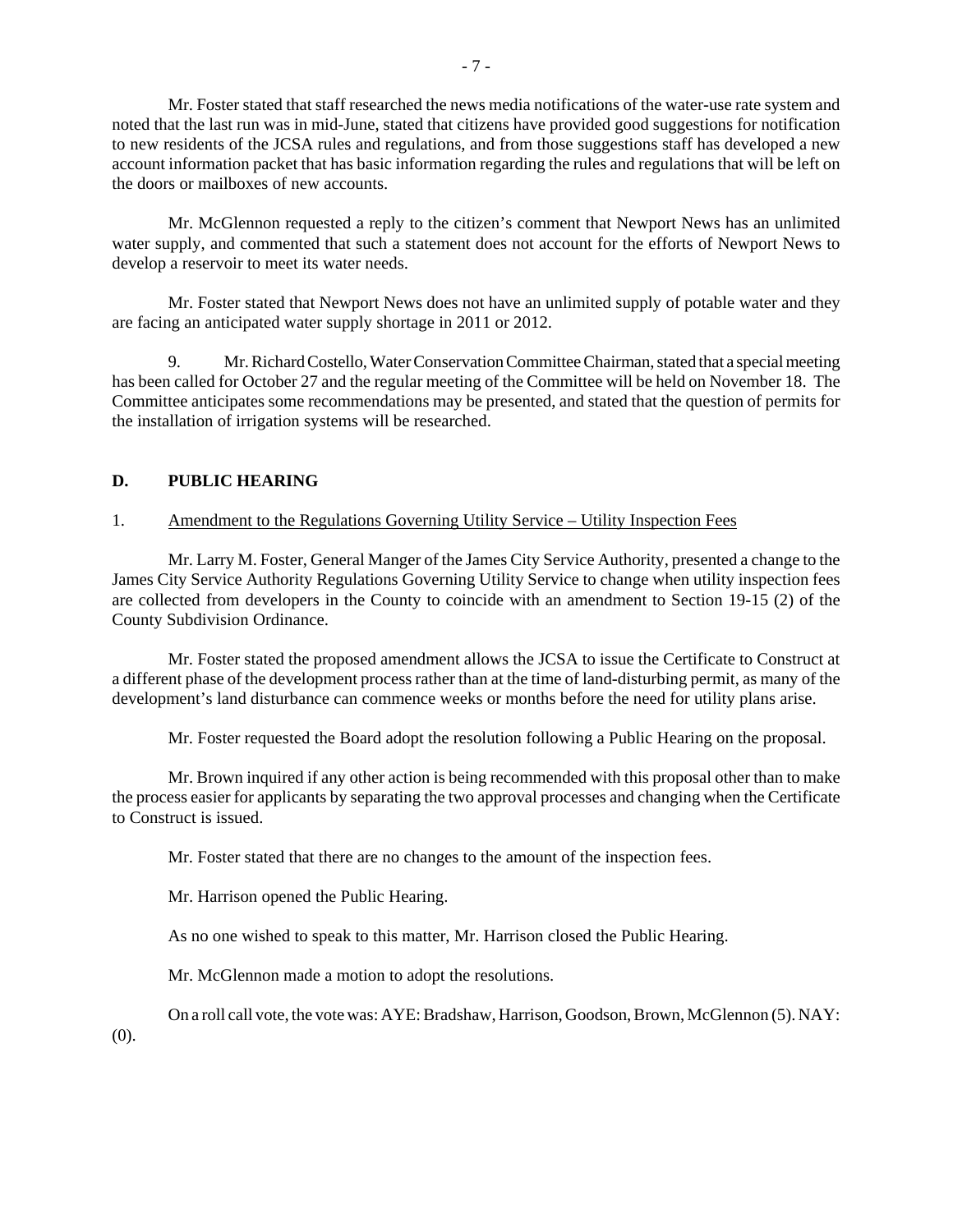Mr. Foster stated that staff researched the news media notifications of the water-use rate system and noted that the last run was in mid-June, stated that citizens have provided good suggestions for notification to new residents of the JCSA rules and regulations, and from those suggestions staff has developed a new account information packet that has basic information regarding the rules and regulations that will be left on the doors or mailboxes of new accounts.

Mr. McGlennon requested a reply to the citizen's comment that Newport News has an unlimited water supply, and commented that such a statement does not account for the efforts of Newport News to develop a reservoir to meet its water needs.

Mr. Foster stated that Newport News does not have an unlimited supply of potable water and they are facing an anticipated water supply shortage in 2011 or 2012.

9. Mr. Richard Costello, Water Conservation Committee Chairman, stated that a special meeting has been called for October 27 and the regular meeting of the Committee will be held on November 18. The Committee anticipates some recommendations may be presented, and stated that the question of permits for the installation of irrigation systems will be researched.

## D. PUBLIC HEARING

1. Amendment to the Regulations Governing Utility Service – Utility Inspection Fees

Mr. Larry M. Foster, General Manger of the James City Service Authority, presented a change to the James City Service Authority Regulations Governing Utility Service to change when utility inspection fees are collected from developers in the County to coincide with an amendment to Section 19-15 (2) of the County Subdivision Ordinance.

Mr. Foster stated the proposed amendment allows the JCSA to issue the Certificate to Construct at a different phase of the development process rather than at the time of land-disturbing permit, as many of the development's land disturbance can commence weeks or months before the need for utility plans arise.

Mr. Foster requested the Board adopt the resolution following a Public Hearing on the proposal.

Mr. Brown inquired if any other action is being recommended with this proposal other than to make the process easier for applicants by separating the two approval processes and changing when the Certificate to Construct is issued.

Mr. Foster stated that there are no changes to the amount of the inspection fees.

Mr. Harrison opened the Public Hearing.

As no one wished to speak to this matter, Mr. Harrison closed the Public Hearing.

Mr. McGlennon made a motion to adopt the resolutions.

On a roll call vote, the vote was: AYE: Bradshaw, Harrison, Goodson, Brown, McGlennon (5). NAY: (0).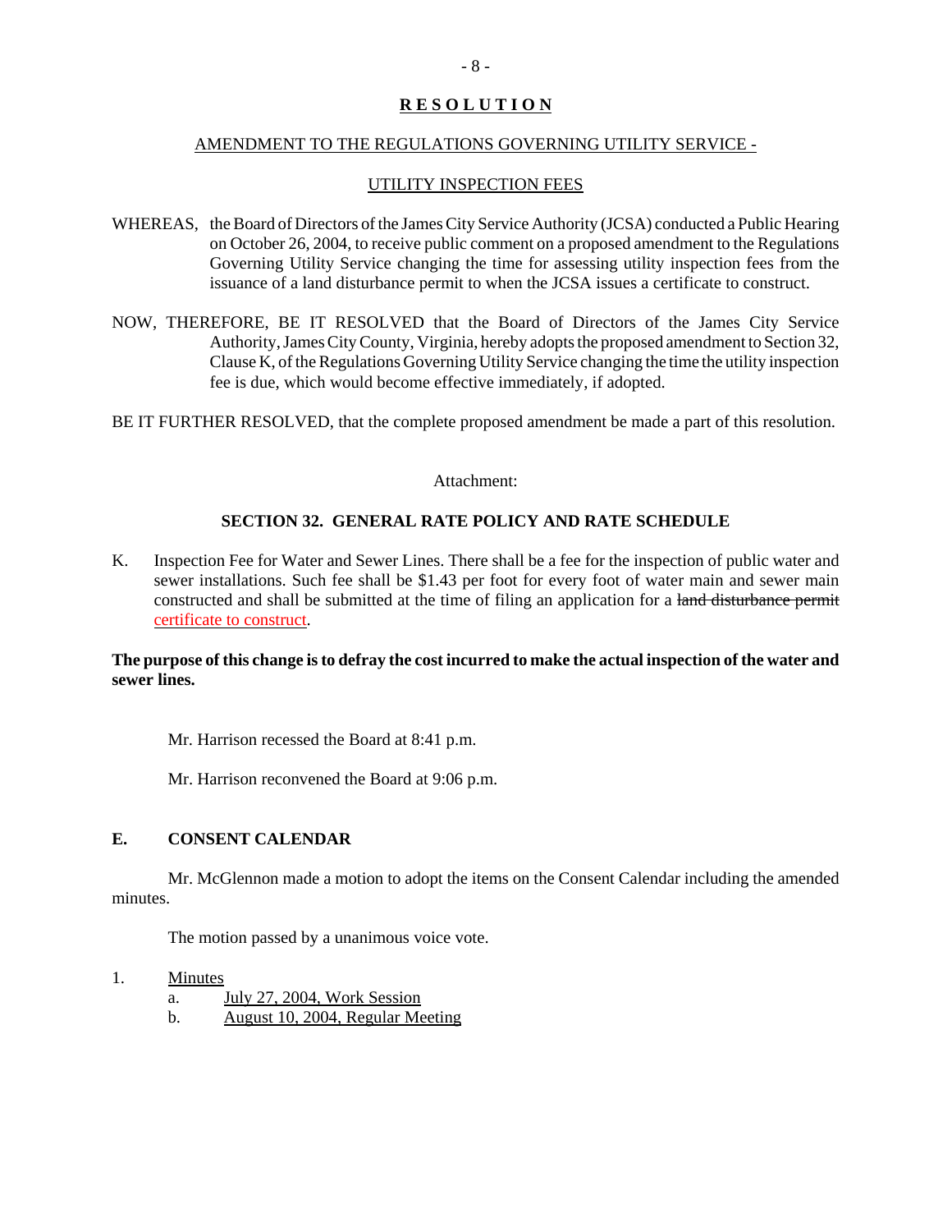## R E S O L U T I O N

AMENDMENT TO THE REGULATIONS GOVERNING UTILITY SERVICE -

UTILITY INSPECTION FEES

WHEREAS, the Board of Directors of the James City Service Authority (JCSA) conducted a Public Hearing on October 26, 2004, to receive public comment on a proposed amendment to the Regulations Governing Utility Service changing the time for assessing utility inspection fees from the issuance of a land disturbance permit to when the JCSA issues a certificate to construct.

NOW, THEREFORE, BE IT RESOLVED that the Board of Directors of the James City Service Authority, James City County, Virginia, hereby adopts the proposed amendment to Section 32, Clause K, of the Regulations Governing Utility Service changing the time the utility inspection fee is due, which would become effective immediately, if adopted.

BE IT FURTHER RESOLVED, that the complete proposed amendment be made a part of this resolution.

Attachment:

**SECTION 32. GENERAL RATE POLICY AND RATE SCHEDULE**

K. Inspection Fee for Water and Sewer Lines. There shall be a fee for the inspection of public water and sewer installations. Such fee shall be $1.43 per foot for every foot of water main and sewer main constructed and shall be submitted at the time of filing an application for a ~~land disturbance permit~~ certificate to construct.

**The purpose of this change is to defray the cost incurred to make the actual inspection of the water and sewer lines.**

Mr. Harrison recessed the Board at 8:41 p.m.

Mr. Harrison reconvened the Board at 9:06 p.m.

### E. CONSENT CALENDAR

Mr. McGlennon made a motion to adopt the items on the Consent Calendar including the amended minutes.

The motion passed by a unanimous voice vote.

1. Minutes
   a. July 27, 2004, Work Session
   b. August 10, 2004, Regular Meeting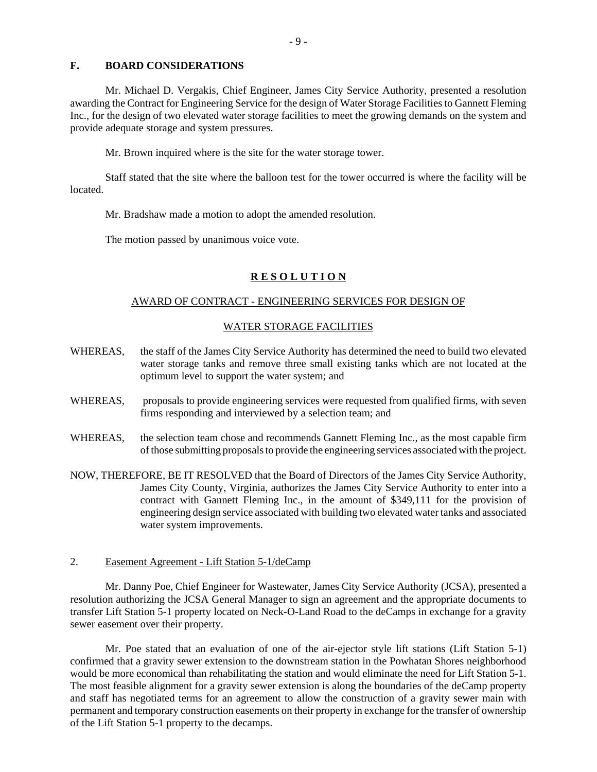## F. BOARD CONSIDERATIONS

Mr. Michael D. Vergakis, Chief Engineer, James City Service Authority, presented a resolution awarding the Contract for Engineering Service for the design of Water Storage Facilities to Gannett Fleming Inc., for the design of two elevated water storage facilities to meet the growing demands on the system and provide adequate storage and system pressures.

Mr. Brown inquired where is the site for the water storage tower.

Staff stated that the site where the balloon test for the tower occurred is where the facility will be located.

Mr. Bradshaw made a motion to adopt the amended resolution.

The motion passed by unanimous voice vote.

**R E S O L U T I O N**

AWARD OF CONTRACT - ENGINEERING SERVICES FOR DESIGN OF

WATER STORAGE FACILITIES

WHEREAS, the staff of the James City Service Authority has determined the need to build two elevated water storage tanks and remove three small existing tanks which are not located at the optimum level to support the water system; and

WHEREAS, proposals to provide engineering services were requested from qualified firms, with seven firms responding and interviewed by a selection team; and

WHEREAS, the selection team chose and recommends Gannett Fleming Inc., as the most capable firm of those submitting proposals to provide the engineering services associated with the project.

NOW, THEREFORE, BE IT RESOLVED that the Board of Directors of the James City Service Authority, James City County, Virginia, authorizes the James City Service Authority to enter into a contract with Gannett Fleming Inc., in the amount of $349,111 for the provision of engineering design service associated with building two elevated water tanks and associated water system improvements.

2. Easement Agreement - Lift Station 5-1/deCamp

Mr. Danny Poe, Chief Engineer for Wastewater, James City Service Authority (JCSA), presented a resolution authorizing the JCSA General Manager to sign an agreement and the appropriate documents to transfer Lift Station 5-1 property located on Neck-O-Land Road to the deCamps in exchange for a gravity sewer easement over their property.

Mr. Poe stated that an evaluation of one of the air-ejector style lift stations (Lift Station 5-1) confirmed that a gravity sewer extension to the downstream station in the Powhatan Shores neighborhood would be more economical than rehabilitating the station and would eliminate the need for Lift Station 5-1. The most feasible alignment for a gravity sewer extension is along the boundaries of the deCamp property and staff has negotiated terms for an agreement to allow the construction of a gravity sewer main with permanent and temporary construction easements on their property in exchange for the transfer of ownership of the Lift Station 5-1 property to the decamps.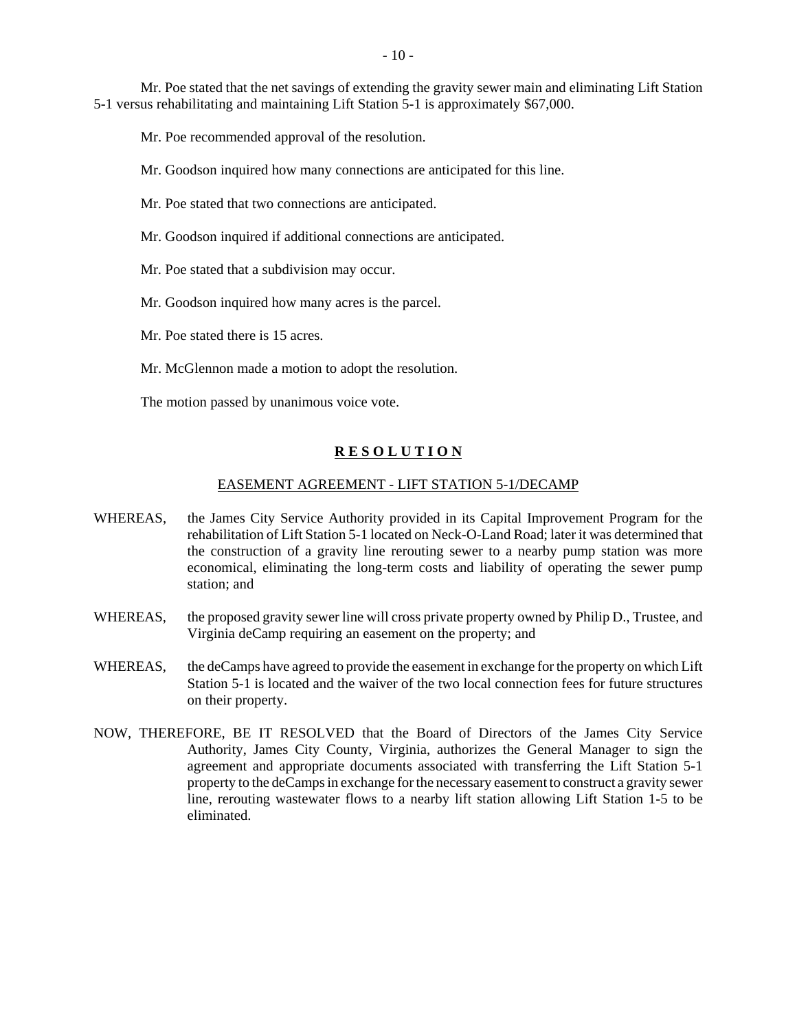Mr. Poe stated that the net savings of extending the gravity sewer main and eliminating Lift Station 5-1 versus rehabilitating and maintaining Lift Station 5-1 is approximately $67,000.

Mr. Poe recommended approval of the resolution.

Mr. Goodson inquired how many connections are anticipated for this line.

Mr. Poe stated that two connections are anticipated.

Mr. Goodson inquired if additional connections are anticipated.

Mr. Poe stated that a subdivision may occur.

Mr. Goodson inquired how many acres is the parcel.

Mr. Poe stated there is 15 acres.

Mr. McGlennon made a motion to adopt the resolution.

The motion passed by unanimous voice vote.

## **R E S O L U T I O N**

EASEMENT AGREEMENT - LIFT STATION 5-1/DECAMP

WHEREAS, the James City Service Authority provided in its Capital Improvement Program for the rehabilitation of Lift Station 5-1 located on Neck-O-Land Road; later it was determined that the construction of a gravity line rerouting sewer to a nearby pump station was more economical, eliminating the long-term costs and liability of operating the sewer pump station; and

WHEREAS, the proposed gravity sewer line will cross private property owned by Philip D., Trustee, and Virginia deCamp requiring an easement on the property; and

WHEREAS, the deCamps have agreed to provide the easement in exchange for the property on which Lift Station 5-1 is located and the waiver of the two local connection fees for future structures on their property.

NOW, THEREFORE, BE IT RESOLVED that the Board of Directors of the James City Service Authority, James City County, Virginia, authorizes the General Manager to sign the agreement and appropriate documents associated with transferring the Lift Station 5-1 property to the deCamps in exchange for the necessary easement to construct a gravity sewer line, rerouting wastewater flows to a nearby lift station allowing Lift Station 1-5 to be eliminated.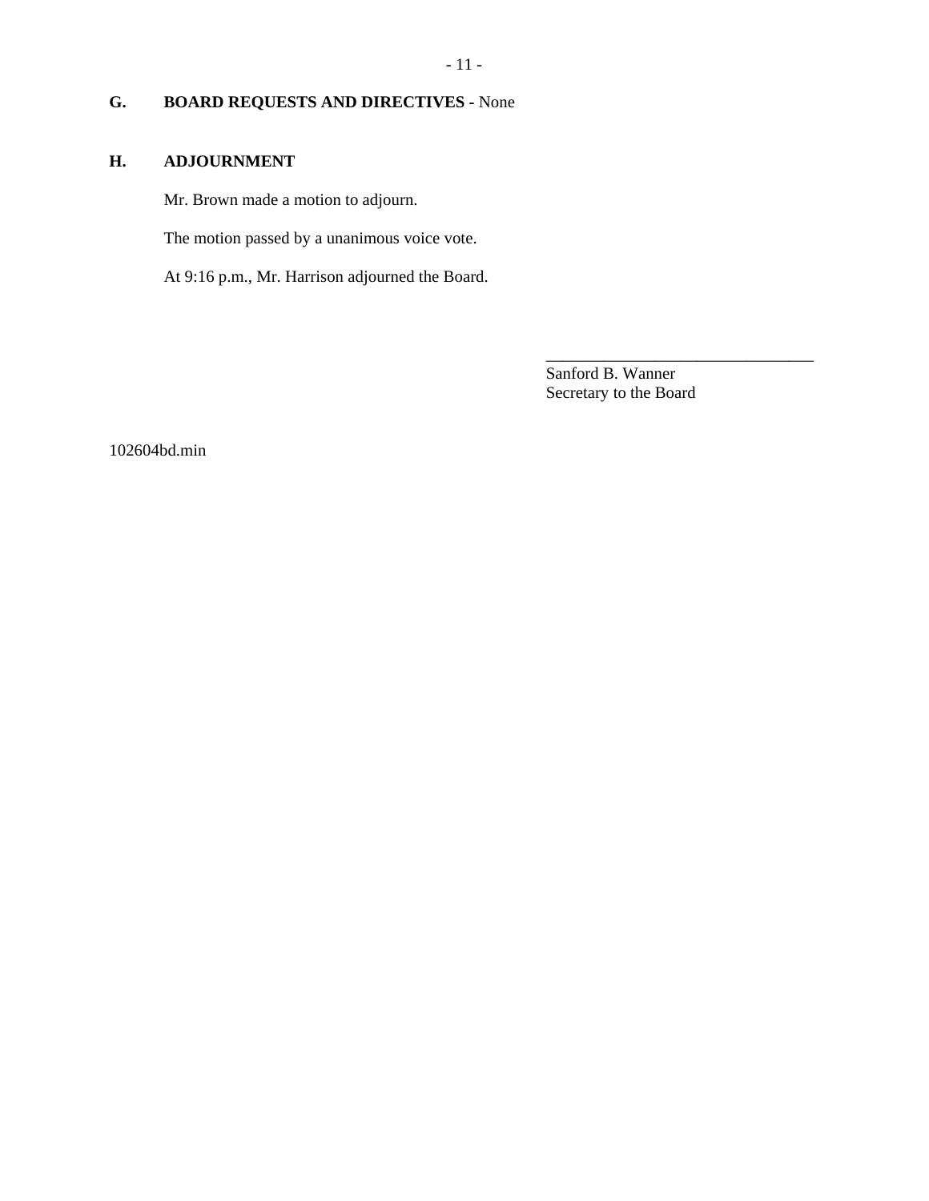## G. BOARD REQUESTS AND DIRECTIVES - None

## H. ADJOURNMENT

Mr. Brown made a motion to adjourn.

The motion passed by a unanimous voice vote.

At 9:16 p.m., Mr. Harrison adjourned the Board.

________________________________
Sanford B. Wanner
Secretary to the Board

102604bd.min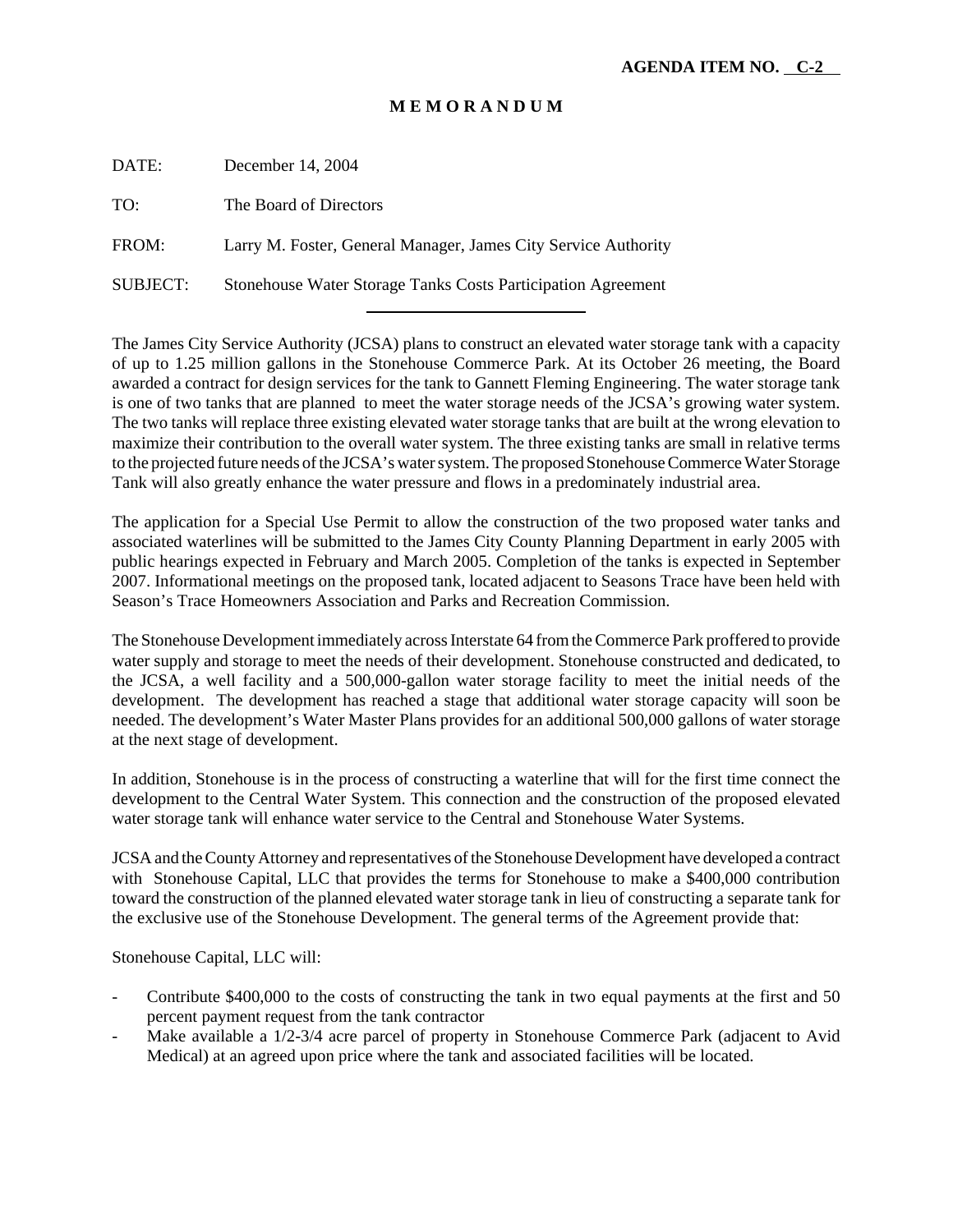**AGENDA ITEM NO. C-2**

# M E M O R A N D U M

DATE: December 14, 2004

TO: The Board of Directors

FROM: Larry M. Foster, General Manager, James City Service Authority

SUBJECT: Stonehouse Water Storage Tanks Costs Participation Agreement

---

The James City Service Authority (JCSA) plans to construct an elevated water storage tank with a capacity of up to 1.25 million gallons in the Stonehouse Commerce Park. At its October 26 meeting, the Board awarded a contract for design services for the tank to Gannett Fleming Engineering. The water storage tank is one of two tanks that are planned to meet the water storage needs of the JCSA's growing water system. The two tanks will replace three existing elevated water storage tanks that are built at the wrong elevation to maximize their contribution to the overall water system. The three existing tanks are small in relative terms to the projected future needs of the JCSA's water system. The proposed Stonehouse Commerce Water Storage Tank will also greatly enhance the water pressure and flows in a predominately industrial area.

The application for a Special Use Permit to allow the construction of the two proposed water tanks and associated waterlines will be submitted to the James City County Planning Department in early 2005 with public hearings expected in February and March 2005. Completion of the tanks is expected in September 2007. Informational meetings on the proposed tank, located adjacent to Seasons Trace have been held with Season's Trace Homeowners Association and Parks and Recreation Commission.

The Stonehouse Development immediately across Interstate 64 from the Commerce Park proffered to provide water supply and storage to meet the needs of their development. Stonehouse constructed and dedicated, to the JCSA, a well facility and a 500,000-gallon water storage facility to meet the initial needs of the development. The development has reached a stage that additional water storage capacity will soon be needed. The development's Water Master Plans provides for an additional 500,000 gallons of water storage at the next stage of development.

In addition, Stonehouse is in the process of constructing a waterline that will for the first time connect the development to the Central Water System. This connection and the construction of the proposed elevated water storage tank will enhance water service to the Central and Stonehouse Water Systems.

JCSA and the County Attorney and representatives of the Stonehouse Development have developed a contract with Stonehouse Capital, LLC that provides the terms for Stonehouse to make a $400,000 contribution toward the construction of the planned elevated water storage tank in lieu of constructing a separate tank for the exclusive use of the Stonehouse Development. The general terms of the Agreement provide that:

Stonehouse Capital, LLC will:

- Contribute $400,000 to the costs of constructing the tank in two equal payments at the first and 50 percent payment request from the tank contractor
- Make available a 1/2-3/4 acre parcel of property in Stonehouse Commerce Park (adjacent to Avid Medical) at an agreed upon price where the tank and associated facilities will be located.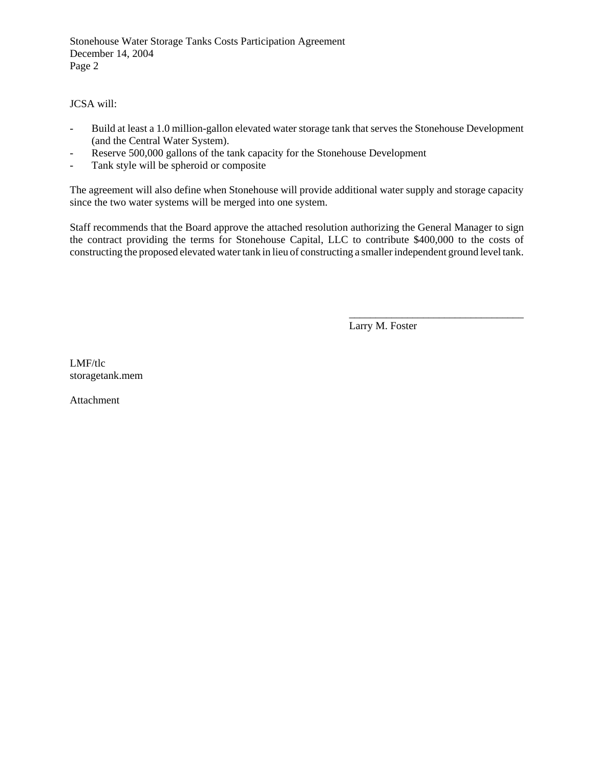JCSA will:

- Build at least a 1.0 million-gallon elevated water storage tank that serves the Stonehouse Development (and the Central Water System).
- Reserve 500,000 gallons of the tank capacity for the Stonehouse Development
- Tank style will be spheroid or composite

The agreement will also define when Stonehouse will provide additional water supply and storage capacity since the two water systems will be merged into one system.

Staff recommends that the Board approve the attached resolution authorizing the General Manager to sign the contract providing the terms for Stonehouse Capital, LLC to contribute $400,000 to the costs of constructing the proposed elevated water tank in lieu of constructing a smaller independent ground level tank.

\_\_\_\_\_\_\_\_\_\_\_\_\_\_\_\_\_\_\_\_\_\_\_\_\_\_\_\_\_\_\_\_\_\_

Larry M. Foster

LMF/tlc
storagetank.mem

Attachment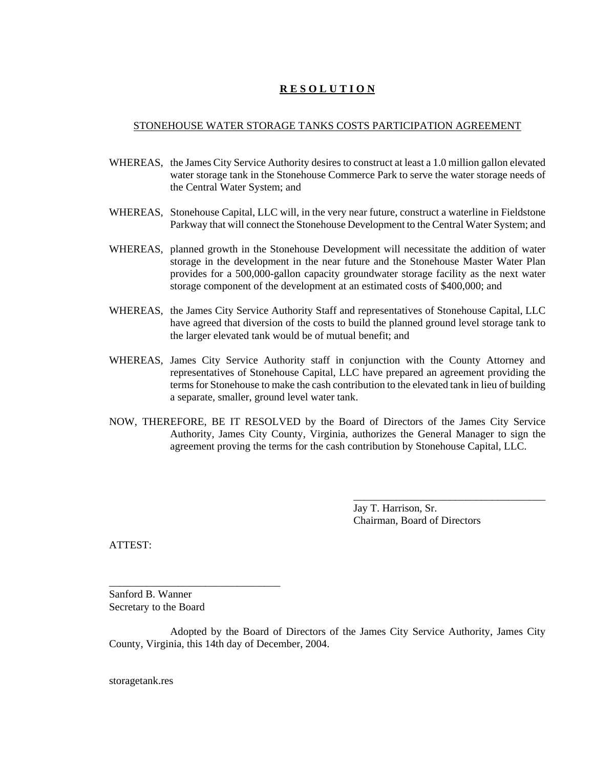# **R E S O L U T I O N**

STONEHOUSE WATER STORAGE TANKS COSTS PARTICIPATION AGREEMENT

WHEREAS, the James City Service Authority desires to construct at least a 1.0 million gallon elevated water storage tank in the Stonehouse Commerce Park to serve the water storage needs of the Central Water System; and

WHEREAS, Stonehouse Capital, LLC will, in the very near future, construct a waterline in Fieldstone Parkway that will connect the Stonehouse Development to the Central Water System; and

WHEREAS, planned growth in the Stonehouse Development will necessitate the addition of water storage in the development in the near future and the Stonehouse Master Water Plan provides for a 500,000-gallon capacity groundwater storage facility as the next water storage component of the development at an estimated costs of $400,000; and

WHEREAS, the James City Service Authority Staff and representatives of Stonehouse Capital, LLC have agreed that diversion of the costs to build the planned ground level storage tank to the larger elevated tank would be of mutual benefit; and

WHEREAS, James City Service Authority staff in conjunction with the County Attorney and representatives of Stonehouse Capital, LLC have prepared an agreement providing the terms for Stonehouse to make the cash contribution to the elevated tank in lieu of building a separate, smaller, ground level water tank.

NOW, THEREFORE, BE IT RESOLVED by the Board of Directors of the James City Service Authority, James City County, Virginia, authorizes the General Manager to sign the agreement proving the terms for the cash contribution by Stonehouse Capital, LLC.

\_\_\_\_\_\_\_\_\_\_\_\_\_\_\_\_\_\_\_\_\_\_\_\_\_\_\_\_\_\_\_\_\_\_\_\_\_
Jay T. Harrison, Sr.
Chairman, Board of Directors

ATTEST:

\_\_\_\_\_\_\_\_\_\_\_\_\_\_\_\_\_\_\_\_\_\_\_\_\_\_\_\_\_\_\_\_\_
Sanford B. Wanner
Secretary to the Board

Adopted by the Board of Directors of the James City Service Authority, James City County, Virginia, this 14th day of December, 2004.

storagetank.res